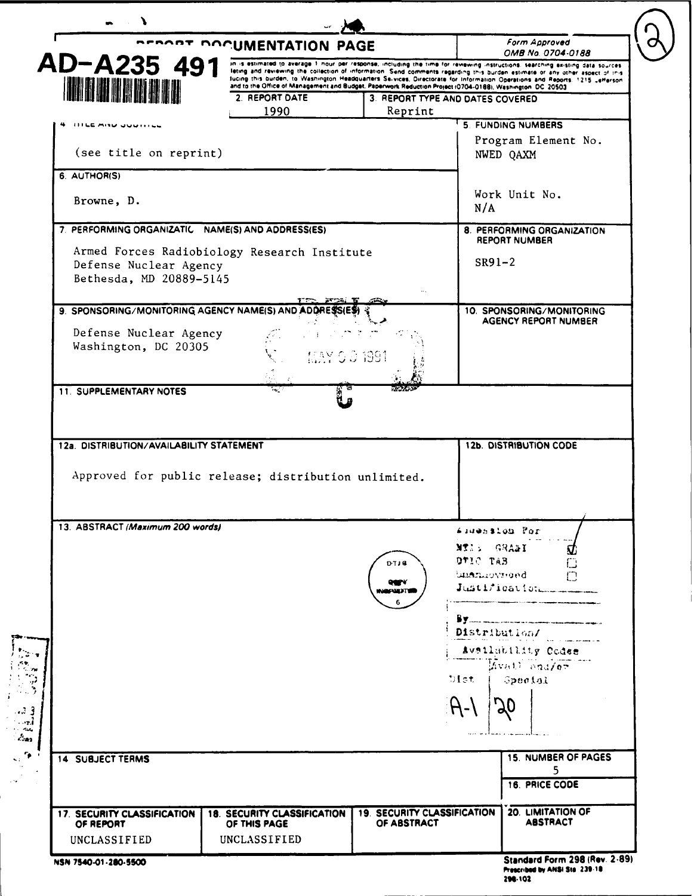AD-A235 491

# REPORT DOCUMENTATION PAGE

Form Approved
OMB No. 0704-0188

...is estimated to average 1 hour per response, including the time for reviewing instructions, searching existing data sources, ...leting and reviewing the collection of information. Send comments regarding this burden estimate or any other aspect of this ...ducing this burden, to Washington Headquarters Services, Directorate for Information Operations and Reports, 1215 Jefferson ...and to the Office of Management and Budget, Paperwork Reduction Project (0704-0188), Washington, DC 20503

| | | |
|---|---|---|
| | 2. REPORT DATE<br>1990 | 3. REPORT TYPE AND DATES COVERED<br>Reprint |
| 4. TITLE AND SUBTITLE<br>(see title on reprint) | | 5. FUNDING NUMBERS<br>Program Element No.<br>NWED QAXM<br><br>Work Unit No.<br>N/A |
| 6. AUTHOR(S)<br>Browne, D. | | |
| 7. PERFORMING ORGANIZATION NAME(S) AND ADDRESS(ES)<br>Armed Forces Radiobiology Research Institute<br>Defense Nuclear Agency<br>Bethesda, MD 20889-5145 | | 8. PERFORMING ORGANIZATION REPORT NUMBER<br>SR91-2 |
| 9. SPONSORING/MONITORING AGENCY NAME(S) AND ADDRESS(ES)<br>Defense Nuclear Agency<br>Washington, DC 20305 | | 10. SPONSORING/MONITORING AGENCY REPORT NUMBER |
| 11. SUPPLEMENTARY NOTES | | |
| 12a. DISTRIBUTION/AVAILABILITY STATEMENT<br>Approved for public release; distribution unlimited. | | 12b. DISTRIBUTION CODE |
| 13. ABSTRACT *(Maximum 200 words)* | | |

DTIC ELECTE MAY 30 1991 C

| Accession For | |
|---|---|
| NTIS GRA&I | ☑ |
| DTIC TAB | ☐ |
| Unannounced | ☐ |
| Justification | |
| By | |
| Distribution/ | |
| Availability Codes | |
| Dist | Avail and/or Special |
| A-1 | 20 |

| | | | |
|---|---|---|---|
| 14. SUBJECT TERMS | | | 15. NUMBER OF PAGES<br>5 |
| | | | 16. PRICE CODE |
| 17. SECURITY CLASSIFICATION OF REPORT<br>UNCLASSIFIED | 18. SECURITY CLASSIFICATION OF THIS PAGE<br>UNCLASSIFIED | 19. SECURITY CLASSIFICATION OF ABSTRACT | 20. LIMITATION OF ABSTRACT |

NSN 7540-01-280-5500

Standard Form 298 (Rev. 2-89)
Prescribed by ANSI Std. 239-18
298-102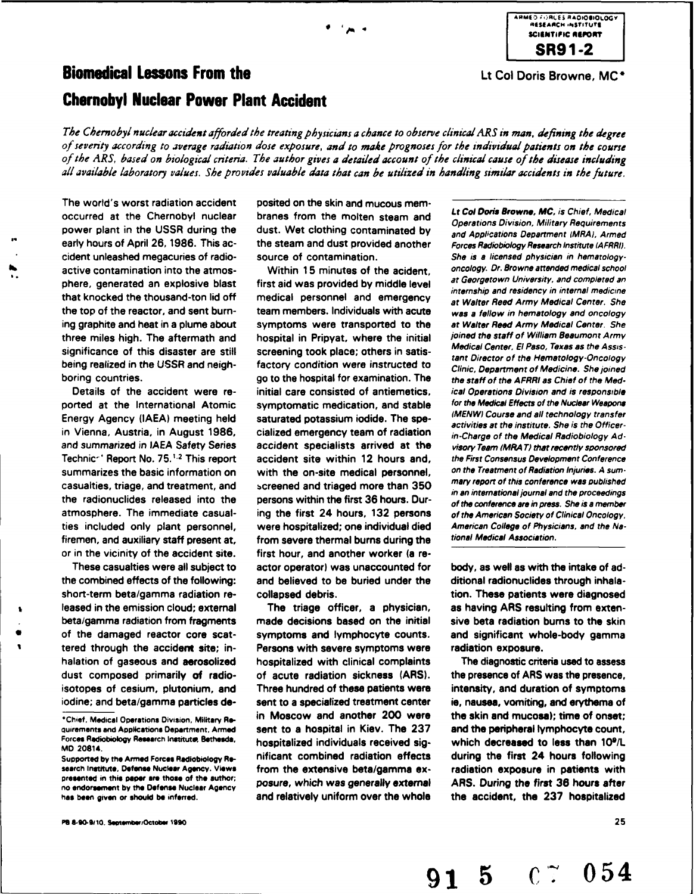ARMED FORCES RADIOBIOLOGY RESEARCH INSTITUTE SCIENTIFIC REPORT **SR91-2**

# Biomedical Lessons From the Chernobyl Nuclear Power Plant Accident

Lt Col Doris Browne, MC*

*The Chernobyl nuclear accident afforded the treating physicians a chance to observe clinical ARS in man, defining the degree of severity according to average radiation dose exposure, and to make prognoses for the individual patients on the course of the ARS, based on biological criteria. The author gives a detailed account of the clinical cause of the disease including all available laboratory values. She provides valuable data that can be utilized in handling similar accidents in the future.*

The world's worst radiation accident occurred at the Chernobyl nuclear power plant in the USSR during the early hours of April 26, 1986. This accident unleashed megacuries of radioactive contamination into the atmosphere, generated an explosive blast that knocked the thousand-ton lid off the top of the reactor, and sent burning graphite and heat in a plume about three miles high. The aftermath and significance of this disaster are still being realized in the USSR and neighboring countries.

Details of the accident were reported at the International Atomic Energy Agency (IAEA) meeting held in Vienna, Austria, in August 1986, and summarized in IAEA Safety Series Technic·' Report No. 75.[1,2] This report summarizes the basic information on casualties, triage, and treatment, and the radionuclides released into the atmosphere. The immediate casualties included only plant personnel, firemen, and auxiliary staff present at, or in the vicinity of the accident site.

These casualties were all subject to the combined effects of the following: short-term beta/gamma radiation released in the emission cloud; external beta/gamma radiation from fragments of the damaged reactor core scattered through the accident site; inhalation of gaseous and aerosolized dust composed primarily of radioisotopes of cesium, plutonium, and iodine; and beta/gamma particles deposited on the skin and mucous membranes from the molten steam and dust. Wet clothing contaminated by the steam and dust provided another source of contamination.

Within 15 minutes of the accident, first aid was provided by middle level medical personnel and emergency team members. Individuals with acute symptoms were transported to the hospital in Pripyat, where the initial screening took place; others in satisfactory condition were instructed to go to the hospital for examination. The initial care consisted of antiemetics, symptomatic medication, and stable saturated potassium iodide. The specialized emergency team of radiation accident specialists arrived at the accident site within 12 hours and, with the on-site medical personnel, screened and triaged more than 350 persons within the first 36 hours. During the first 24 hours, 132 persons were hospitalized; one individual died from severe thermal burns during the first hour, and another worker (a reactor operator) was unaccounted for and believed to be buried under the collapsed debris.

The triage officer, a physician, made decisions based on the initial symptoms and lymphocyte counts. Persons with severe symptoms were hospitalized with clinical complaints of acute radiation sickness (ARS). Three hundred of these patients were sent to a specialized treatment center in Moscow and another 200 were sent to a hospital in Kiev. The 237 hospitalized individuals received significant combined radiation effects from the extensive beta/gamma exposure, which was generally external and relatively uniform over the whole body, as well as with the intake of additional radionuclides through inhalation. These patients were diagnosed as having ARS resulting from extensive beta radiation burns to the skin and significant whole-body gamma radiation exposure.

The diagnostic criteria used to assess the presence of ARS was the presence, intensity, and duration of symptoms ie, nausea, vomiting, and erythema of the skin and mucosa); time of onset; and the peripheral lymphocyte count, which decreased to less than $10^9$/L during the first 24 hours following radiation exposure in patients with ARS. During the first 36 hours after the accident, the 237 hospitalized

---

*Lt Col Doris Browne, MC, is Chief, Medical Operations Division, Military Requirements and Applications Department (MRA), Armed Forces Radiobiology Research Institute (AFRRI). She is a licensed physician in hematology-oncology. Dr. Browne attended medical school at Georgetown University, and completed an internship and residency in internal medicine at Walter Reed Army Medical Center. She was a fellow in hematology and oncology at Walter Reed Army Medical Center. She joined the staff of William Beaumont Army Medical Center, El Paso, Texas as the Assistant Director of the Hematology-Oncology Clinic, Department of Medicine. She joined the staff of the AFRRI as Chief of the Medical Operations Division and is responsible for the Medical Effects of the Nuclear Weapons (MENW) Course and all technology transfer activities at the institute. She is the Officer-in-Charge of the Medical Radiobiology Advisory Team (MRAT) that recently sponsored the First Consensus Development Conference on the Treatment of Radiation Injuries. A summary report of this conference was published in an international journal and the proceedings of the conference are in press. She is a member of the American Society of Clinical Oncology, American College of Physicians, and the National Medical Association.*

---

*Chief, Medical Operations Division, Military Requirements and Applications Department, Armed Forces Radiobiology Research Institute, Bethesda, MD 20814.

Supported by the Armed Forces Radiobiology Research Institute, Defense Nuclear Agency. Views presented in this paper are those of the author; no endorsement by the Defense Nuclear Agency has been given or should be inferred.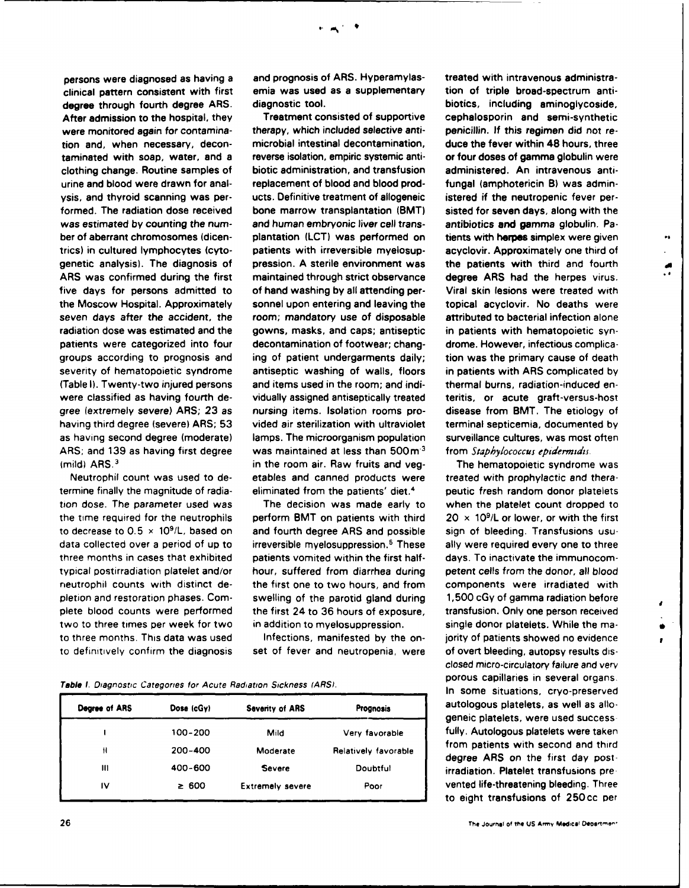persons were diagnosed as having a clinical pattern consistent with first degree through fourth degree ARS. After admission to the hospital, they were monitored again for contamination and, when necessary, decontaminated with soap, water, and a clothing change. Routine samples of urine and blood were drawn for analysis, and thyroid scanning was performed. The radiation dose received was estimated by counting the number of aberrant chromosomes (dicentrics) in cultured lymphocytes (cytogenetic analysis). The diagnosis of ARS was confirmed during the first five days for persons admitted to the Moscow Hospital. Approximately seven days after the accident, the radiation dose was estimated and the patients were categorized into four groups according to prognosis and severity of hematopoietic syndrome (Table I). Twenty-two injured persons were classified as having fourth degree (extremely severe) ARS; 23 as having third degree (severe) ARS; 53 as having second degree (moderate) ARS; and 139 as having first degree (mild) ARS.[3]

Neutrophil count was used to determine finally the magnitude of radiation dose. The parameter used was the time required for the neutrophils to decrease to $0.5 \times 10^9$/L, based on data collected over a period of up to three months in cases that exhibited typical postirradiation platelet and/or neutrophil counts with distinct depletion and restoration phases. Complete blood counts were performed two to three times per week for two to three months. This data was used to definitively confirm the diagnosis and prognosis of ARS. Hyperamylasemia was used as a supplementary diagnostic tool.

Treatment consisted of supportive therapy, which included selective antimicrobial intestinal decontamination, reverse isolation, empiric systemic antibiotic administration, and transfusion replacement of blood and blood products. Definitive treatment of allogeneic bone marrow transplantation (BMT) and human embryonic liver cell transplantation (LCT) was performed on patients with irreversible myelosuppression. A sterile environment was maintained through strict observance of hand washing by all attending personnel upon entering and leaving the room; mandatory use of disposable gowns, masks, and caps; antiseptic decontamination of footwear; changing of patient undergarments daily; antiseptic washing of walls, floors and items used in the room; and individually assigned antiseptically treated nursing items. Isolation rooms provided air sterilization with ultraviolet lamps. The microorganism population was maintained at less than $500 m^{-3}$ in the room air. Raw fruits and vegetables and canned products were eliminated from the patients' diet.[4]

The decision was made early to perform BMT on patients with third and fourth degree ARS and possible irreversible myelosuppression.[5] These patients vomited within the first half-hour, suffered from diarrhea during the first one to two hours, and from swelling of the parotid gland during the first 24 to 36 hours of exposure, in addition to myelosuppression.

Infections, manifested by the onset of fever and neutropenia, were treated with intravenous administration of triple broad-spectrum antibiotics, including aminoglycoside, cephalosporin and semi-synthetic penicillin. If this regimen did not reduce the fever within 48 hours, three or four doses of gamma globulin were administered. An intravenous antifungal (amphotericin B) was administered if the neutropenic fever persisted for seven days, along with the antibiotics and gamma globulin. Patients with herpes simplex were given acyclovir. Approximately one third of the patients with third and fourth degree ARS had the herpes virus. Viral skin lesions were treated with topical acyclovir. No deaths were attributed to bacterial infection alone in patients with hematopoietic syndrome. However, infectious complication was the primary cause of death in patients with ARS complicated by thermal burns, radiation-induced enteritis, or acute graft-versus-host disease from BMT. The etiology of terminal septicemia, documented by surveillance cultures, was most often from *Staphylococcus epidermidis*.

The hematopoietic syndrome was treated with prophylactic and therapeutic fresh random donor platelets when the platelet count dropped to $20 \times 10^9$/L or lower, or with the first sign of bleeding. Transfusions usually were required every one to three days. To inactivate the immunocompetent cells from the donor, all blood components were irradiated with 1,500 cGy of gamma radiation before transfusion. Only one person received single donor platelets. While the majority of patients showed no evidence of overt bleeding, autopsy results disclosed micro-circulatory failure and very porous capillaries in several organs. In some situations, cryo-preserved autologous platelets, as well as allogeneic platelets, were used successfully. Autologous platelets were taken from patients with second and third degree ARS on the first day post-irradiation. Platelet transfusions prevented life-threatening bleeding. Three to eight transfusions of 250 cc per

*Table I. Diagnostic Categories for Acute Radiation Sickness (ARS).*

| Degree of ARS | Dose (cGy) | Severity of ARS | Prognosis |
|---|---|---|---|
| I | 100–200 | Mild | Very favorable |
| II | 200–400 | Moderate | Relatively favorable |
| III | 400–600 | Severe | Doubtful |
| IV | ≥ 600 | Extremely severe | Poor |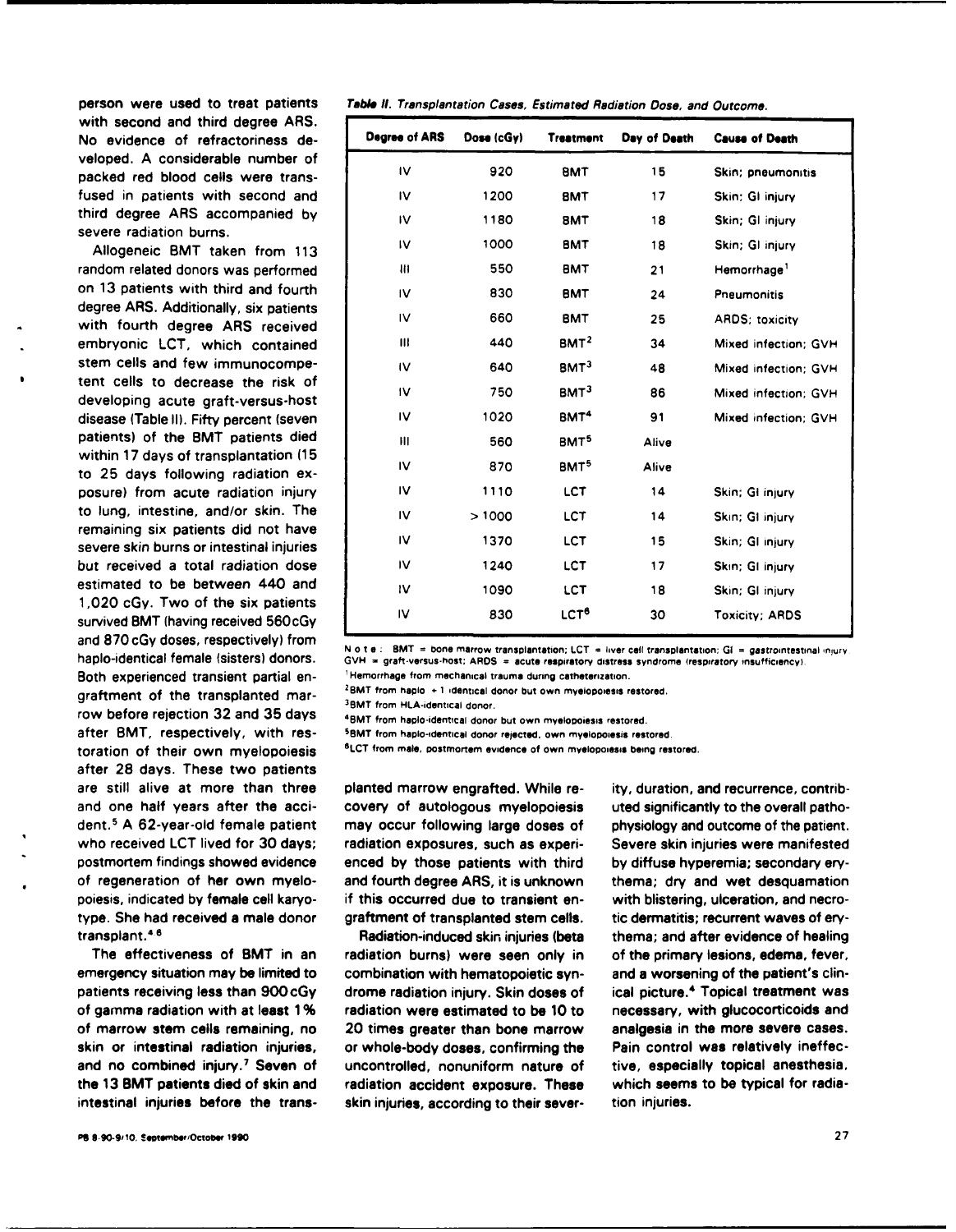person were used to treat patients with second and third degree ARS. No evidence of refractoriness developed. A considerable number of packed red blood cells were transfused in patients with second and third degree ARS accompanied by severe radiation burns.

Allogeneic BMT taken from 113 random related donors was performed on 13 patients with third and fourth degree ARS. Additionally, six patients with fourth degree ARS received embryonic LCT, which contained stem cells and few immunocompetent cells to decrease the risk of developing acute graft-versus-host disease (Table II). Fifty percent (seven patients) of the BMT patients died within 17 days of transplantation (15 to 25 days following radiation exposure) from acute radiation injury to lung, intestine, and/or skin. The remaining six patients did not have severe skin burns or intestinal injuries but received a total radiation dose estimated to be between 440 and 1,020 cGy. Two of the six patients survived BMT (having received 560 cGy and 870 cGy doses, respectively) from haplo-identical female (sisters) donors. Both experienced transient partial engraftment of the transplanted marrow before rejection 32 and 35 days after BMT, respectively, with restoration of their own myelopoiesis after 28 days. These two patients are still alive at more than three and one half years after the accident.[5] A 62-year-old female patient who received LCT lived for 30 days; postmortem findings showed evidence of regeneration of her own myelopoiesis, indicated by female cell karyotype. She had received a male donor transplant.[4,6]

*Table II. Transplantation Cases, Estimated Radiation Dose, and Outcome.*

| Degree of ARS | Dose (cGy) | Treatment | Day of Death | Cause of Death |
|---|---|---|---|---|
| IV | 920 | BMT | 15 | Skin; pneumonitis |
| IV | 1200 | BMT | 17 | Skin; GI injury |
| IV | 1180 | BMT | 18 | Skin; GI injury |
| IV | 1000 | BMT | 18 | Skin; GI injury |
| III | 550 | BMT | 21 | Hemorrhage[1] |
| IV | 830 | BMT | 24 | Pneumonitis |
| IV | 660 | BMT | 25 | ARDS; toxicity |
| III | 440 | BMT[2] | 34 | Mixed infection; GVH |
| IV | 640 | BMT[3] | 48 | Mixed infection; GVH |
| IV | 750 | BMT[3] | 86 | Mixed infection; GVH |
| IV | 1020 | BMT[4] | 91 | Mixed infection; GVH |
| III | 560 | BMT[5] | Alive | |
| IV | 870 | BMT[5] | Alive | |
| IV | 1110 | LCT | 14 | Skin; GI injury |
| IV | > 1000 | LCT | 14 | Skin; GI injury |
| IV | 1370 | LCT | 15 | Skin; GI injury |
| IV | 1240 | LCT | 17 | Skin; GI injury |
| IV | 1090 | LCT | 18 | Skin; GI injury |
| IV | 830 | LCT[6] | 30 | Toxicity; ARDS |

Note: BMT = bone marrow transplantation; LCT = liver cell transplantation; GI = gastrointestinal injury; GVH = graft-versus-host; ARDS = acute respiratory distress syndrome (respiratory insufficiency).

[1]Hemorrhage from mechanical trauma during catheterization.

[2]BMT from haplo + 1 identical donor but own myelopoiesis restored.

[3]BMT from HLA-identical donor.

[4]BMT from haplo-identical donor but own myelopoiesis restored.

[5]BMT from haplo-identical donor rejected, own myelopoiesis restored.

[6]LCT from male, postmortem evidence of own myelopoiesis being restored.

The effectiveness of BMT in an emergency situation may be limited to patients receiving less than 900 cGy of gamma radiation with at least 1% of marrow stem cells remaining, no skin or intestinal radiation injuries, and no combined injury.[7] Seven of the 13 BMT patients died of skin and intestinal injuries before the transplanted marrow engrafted. While recovery of autologous myelopoiesis may occur following large doses of radiation exposures, such as experienced by those patients with third and fourth degree ARS, it is unknown if this occurred due to transient engraftment of transplanted stem cells.

Radiation-induced skin injuries (beta radiation burns) were seen only in combination with hematopoietic syndrome radiation injury. Skin doses of radiation were estimated to be 10 to 20 times greater than bone marrow or whole-body doses, confirming the uncontrolled, nonuniform nature of radiation accident exposure. These skin injuries, according to their severity, duration, and recurrence, contributed significantly to the overall pathophysiology and outcome of the patient. Severe skin injuries were manifested by diffuse hyperemia; secondary erythema; dry and wet desquamation with blistering, ulceration, and necrotic dermatitis; recurrent waves of erythema; and after evidence of healing of the primary lesions, edema, fever, and a worsening of the patient's clinical picture.[4] Topical treatment was necessary, with glucocorticoids and analgesia in the more severe cases. Pain control was relatively ineffective, especially topical anesthesia, which seems to be typical for radiation injuries.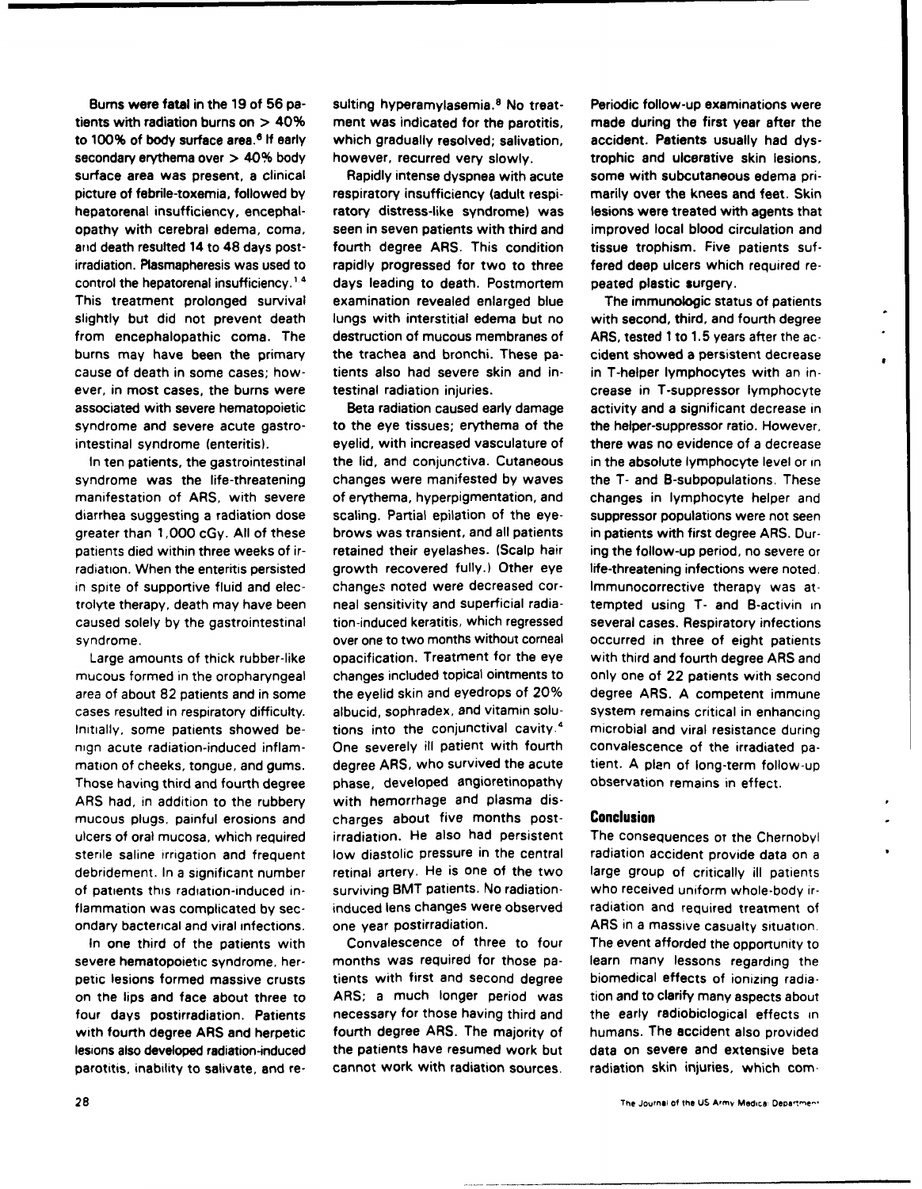Burns were fatal in the 19 of 56 patients with radiation burns on > 40% to 100% of body surface area.[6] If early secondary erythema over > 40% body surface area was present, a clinical picture of febrile-toxemia, followed by hepatorenal insufficiency, encephalopathy with cerebral edema, coma, and death resulted 14 to 48 days postirradiation. Plasmapheresis was used to control the hepatorenal insufficiency.[1,4] This treatment prolonged survival slightly but did not prevent death from encephalopathic coma. The burns may have been the primary cause of death in some cases; however, in most cases, the burns were associated with severe hematopoietic syndrome and severe acute gastrointestinal syndrome (enteritis).

In ten patients, the gastrointestinal syndrome was the life-threatening manifestation of ARS, with severe diarrhea suggesting a radiation dose greater than 1,000 cGy. All of these patients died within three weeks of irradiation. When the enteritis persisted in spite of supportive fluid and electrolyte therapy, death may have been caused solely by the gastrointestinal syndrome.

Large amounts of thick rubber-like mucous formed in the oropharyngeal area of about 82 patients and in some cases resulted in respiratory difficulty. Initially, some patients showed benign acute radiation-induced inflammation of cheeks, tongue, and gums. Those having third and fourth degree ARS had, in addition to the rubbery mucous plugs, painful erosions and ulcers of oral mucosa, which required sterile saline irrigation and frequent debridement. In a significant number of patients this radiation-induced inflammation was complicated by secondary bacterial and viral infections.

In one third of the patients with severe hematopoietic syndrome, herpetic lesions formed massive crusts on the lips and face about three to four days postirradiation. Patients with fourth degree ARS and herpetic lesions also developed radiation-induced parotitis, inability to salivate, and resulting hyperamylasemia.[8] No treatment was indicated for the parotitis, which gradually resolved; salivation, however, recurred very slowly.

Rapidly intense dyspnea with acute respiratory insufficiency (adult respiratory distress-like syndrome) was seen in seven patients with third and fourth degree ARS. This condition rapidly progressed for two to three days leading to death. Postmortem examination revealed enlarged blue lungs with interstitial edema but no destruction of mucous membranes of the trachea and bronchi. These patients also had severe skin and intestinal radiation injuries.

Beta radiation caused early damage to the eye tissues; erythema of the eyelid, with increased vasculature of the lid, and conjunctiva. Cutaneous changes were manifested by waves of erythema, hyperpigmentation, and scaling. Partial epilation of the eyebrows was transient, and all patients retained their eyelashes. (Scalp hair growth recovered fully.) Other eye changes noted were decreased corneal sensitivity and superficial radiation-induced keratitis, which regressed over one to two months without corneal opacification. Treatment for the eye changes included topical ointments to the eyelid skin and eyedrops of 20% albucid, sophradex, and vitamin solutions into the conjunctival cavity.[4] One severely ill patient with fourth degree ARS, who survived the acute phase, developed angioretinopathy with hemorrhage and plasma discharges about five months postirradiation. He also had persistent low diastolic pressure in the central retinal artery. He is one of the two surviving BMT patients. No radiation-induced lens changes were observed one year postirradiation.

Convalescence of three to four months was required for those patients with first and second degree ARS; a much longer period was necessary for those having third and fourth degree ARS. The majority of the patients have resumed work but cannot work with radiation sources. Periodic follow-up examinations were made during the first year after the accident. Patients usually had dystrophic and ulcerative skin lesions, some with subcutaneous edema primarily over the knees and feet. Skin lesions were treated with agents that improved local blood circulation and tissue trophism. Five patients suffered deep ulcers which required repeated plastic surgery.

The immunologic status of patients with second, third, and fourth degree ARS, tested 1 to 1.5 years after the accident showed a persistent decrease in T-helper lymphocytes with an increase in T-suppressor lymphocyte activity and a significant decrease in the helper-suppressor ratio. However, there was no evidence of a decrease in the absolute lymphocyte level or in the T- and B-subpopulations. These changes in lymphocyte helper and suppressor populations were not seen in patients with first degree ARS. During the follow-up period, no severe or life-threatening infections were noted. Immunocorrective therapy was attempted using T- and B-activin in several cases. Respiratory infections occurred in three of eight patients with third and fourth degree ARS and only one of 22 patients with second degree ARS. A competent immune system remains critical in enhancing microbial and viral resistance during convalescence of the irradiated patient. A plan of long-term follow-up observation remains in effect.

## Conclusion

The consequences of the Chernobyl radiation accident provide data on a large group of critically ill patients who received uniform whole-body irradiation and required treatment of ARS in a massive casualty situation. The event afforded the opportunity to learn many lessons regarding the biomedical effects of ionizing radiation and to clarify many aspects about the early radiobiological effects in humans. The accident also provided data on severe and extensive beta radiation skin injuries, which com-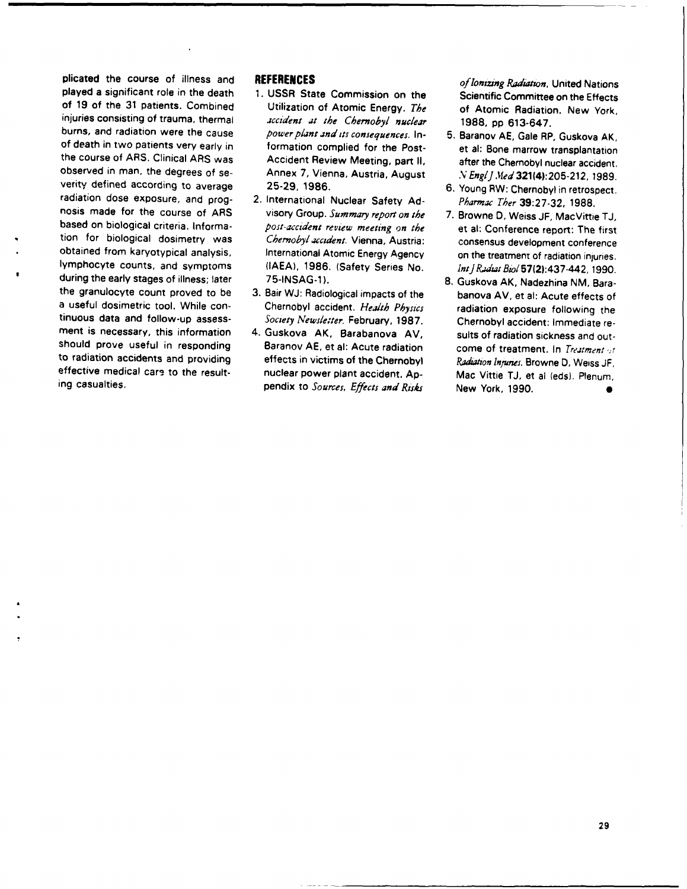plicated the course of illness and played a significant role in the death of 19 of the 31 patients. Combined injuries consisting of trauma, thermal burns, and radiation were the cause of death in two patients very early in the course of ARS. Clinical ARS was observed in man, the degrees of severity defined according to average radiation dose exposure, and prognosis made for the course of ARS based on biological criteria. Information for biological dosimetry was obtained from karyotypical analysis, lymphocyte counts, and symptoms during the early stages of illness; later the granulocyte count proved to be a useful dosimetric tool. While continuous data and follow-up assessment is necessary, this information should prove useful in responding to radiation accidents and providing effective medical care to the resulting casualties.

## REFERENCES

1. USSR State Commission on the Utilization of Atomic Energy. *The accident at the Chernobyl nuclear power plant and its consequences.* Information complied for the Post-Accident Review Meeting, part II, Annex 7, Vienna, Austria, August 25-29, 1986.
2. International Nuclear Safety Advisory Group. *Summary report on the post-accident review meeting on the Chernobyl accident.* Vienna, Austria: International Atomic Energy Agency (IAEA), 1986. (Safety Series No. 75-INSAG-1).
3. Bair WJ: Radiological impacts of the Chernobyl accident. *Health Physics Society Newsletter.* February, 1987.
4. Guskova AK, Barabanova AV, Baranov AE, et al: Acute radiation effects in victims of the Chernobyl nuclear power plant accident. Appendix to *Sources, Effects and Risks of Ionizing Radiation*, United Nations Scientific Committee on the Effects of Atomic Radiation. New York, 1988, pp 613-647.
5. Baranov AE, Gale RP, Guskova AK, et al: Bone marrow transplantation after the Chernobyl nuclear accident. *N Engl J Med* **321(4)**:205-212, 1989.
6. Young RW: Chernobyl in retrospect. *Pharmac Ther* **39**:27-32, 1988.
7. Browne D, Weiss JF, MacVittie TJ, et al: Conference report: The first consensus development conference on the treatment of radiation injuries. *Int J Radiat Biol* **57(2)**:437-442, 1990.
8. Guskova AK, Nadezhina NM, Barabanova AV, et al: Acute effects of radiation exposure following the Chernobyl accident: Immediate results of radiation sickness and outcome of treatment. In *Treatment of Radiation Injuries*. Browne D, Weiss JF, Mac Vittie TJ, et al (eds). Plenum, New York, 1990.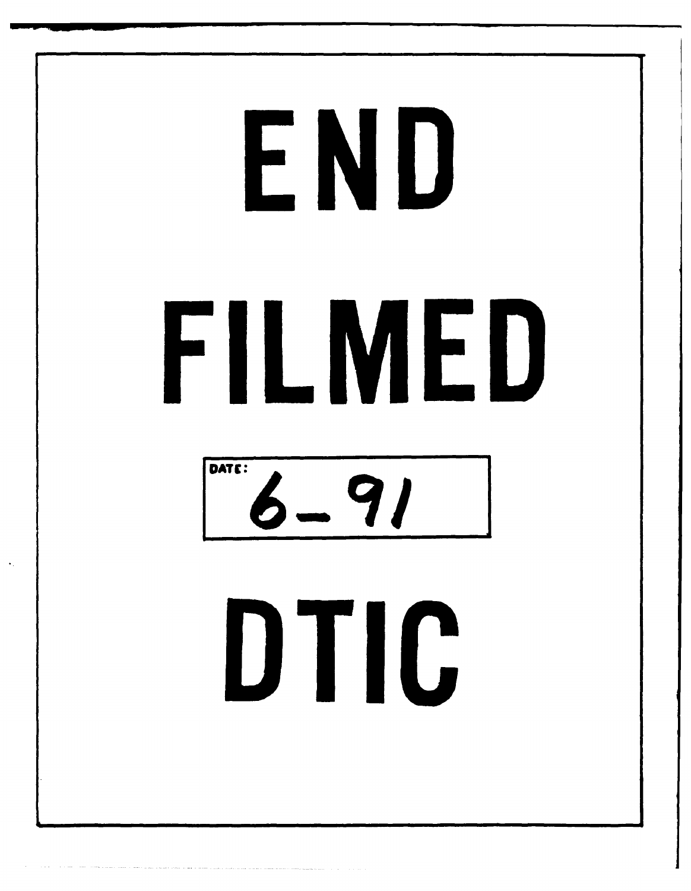# END

# FILMED

DATE: 6-91

# DTIC